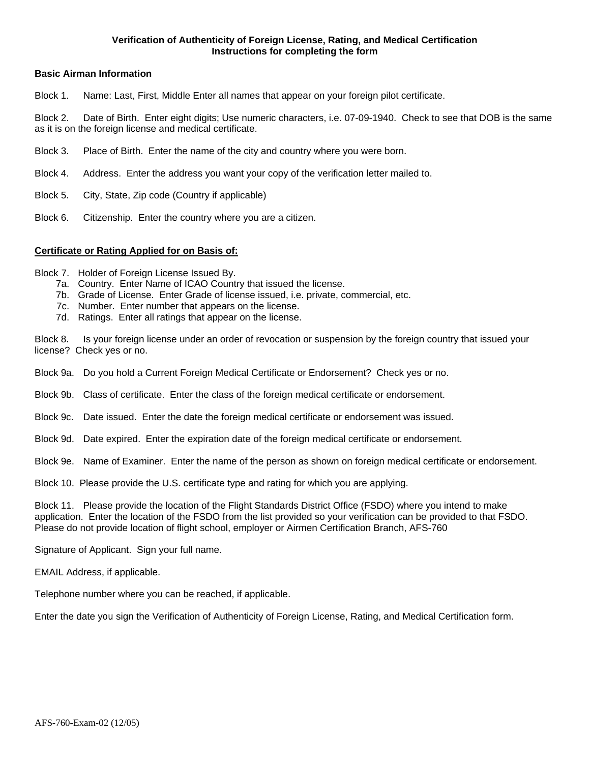**Verification of Authenticity of Foreign License, Rating, and Medical Certification**
**Instructions for completing the form**

**Basic Airman Information**

Block 1. Name: Last, First, Middle Enter all names that appear on your foreign pilot certificate.

Block 2. Date of Birth. Enter eight digits; Use numeric characters, i.e. 07-09-1940. Check to see that DOB is the same as it is on the foreign license and medical certificate.

Block 3. Place of Birth. Enter the name of the city and country where you were born.

Block 4. Address. Enter the address you want your copy of the verification letter mailed to.

Block 5. City, State, Zip code (Country if applicable)

Block 6. Citizenship. Enter the country where you are a citizen.

**Certificate or Rating Applied for on Basis of:**

Block 7. Holder of Foreign License Issued By.
- 7a. Country. Enter Name of ICAO Country that issued the license.
- 7b. Grade of License. Enter Grade of license issued, i.e. private, commercial, etc.
- 7c. Number. Enter number that appears on the license.
- 7d. Ratings. Enter all ratings that appear on the license.

Block 8. Is your foreign license under an order of revocation or suspension by the foreign country that issued your license? Check yes or no.

Block 9a. Do you hold a Current Foreign Medical Certificate or Endorsement? Check yes or no.

Block 9b. Class of certificate. Enter the class of the foreign medical certificate or endorsement.

Block 9c. Date issued. Enter the date the foreign medical certificate or endorsement was issued.

Block 9d. Date expired. Enter the expiration date of the foreign medical certificate or endorsement.

Block 9e. Name of Examiner. Enter the name of the person as shown on foreign medical certificate or endorsement.

Block 10. Please provide the U.S. certificate type and rating for which you are applying.

Block 11. Please provide the location of the Flight Standards District Office (FSDO) where you intend to make application. Enter the location of the FSDO from the list provided so your verification can be provided to that FSDO. Please do not provide location of flight school, employer or Airmen Certification Branch, AFS-760

Signature of Applicant. Sign your full name.

EMAIL Address, if applicable.

Telephone number where you can be reached, if applicable.

Enter the date you sign the Verification of Authenticity of Foreign License, Rating, and Medical Certification form.

AFS-760-Exam-02 (12/05)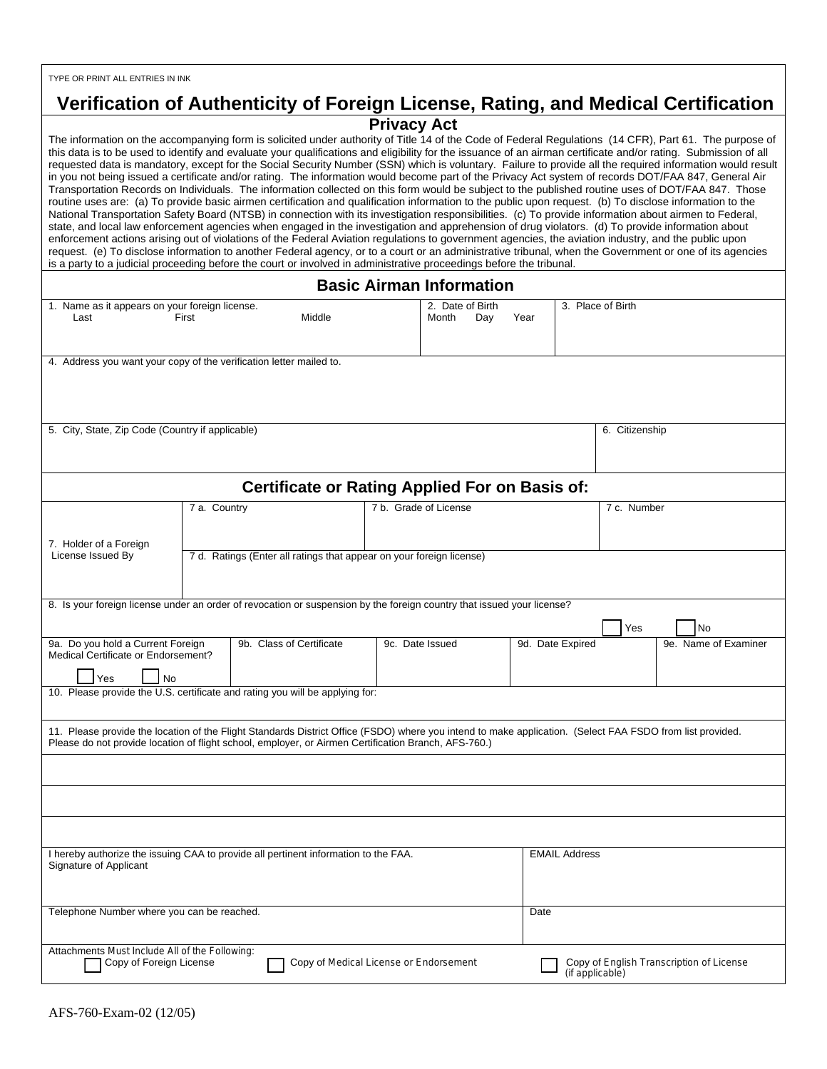TYPE OR PRINT ALL ENTRIES IN INK

# Verification of Authenticity of Foreign License, Rating, and Medical Certification

## Privacy Act

The information on the accompanying form is solicited under authority of Title 14 of the Code of Federal Regulations (14 CFR), Part 61. The purpose of this data is to be used to identify and evaluate your qualifications and eligibility for the issuance of an airman certificate and/or rating. Submission of all requested data is mandatory, except for the Social Security Number (SSN) which is voluntary. Failure to provide all the required information would result in you not being issued a certificate and/or rating. The information would become part of the Privacy Act system of records DOT/FAA 847, General Air Transportation Records on Individuals. The information collected on this form would be subject to the published routine uses of DOT/FAA 847. Those routine uses are: (a) To provide basic airmen certification and qualification information to the public upon request. (b) To disclose information to the National Transportation Safety Board (NTSB) in connection with its investigation responsibilities. (c) To provide information about airmen to Federal, state, and local law enforcement agencies when engaged in the investigation and apprehension of drug violators. (d) To provide information about enforcement actions arising out of violations of the Federal Aviation regulations to government agencies, the aviation industry, and the public upon request. (e) To disclose information to another Federal agency, or to a court or an administrative tribunal, when the Government or one of its agencies is a party to a judicial proceeding before the court or involved in administrative proceedings before the tribunal.

## Basic Airman Information

| | | |
|---|---|---|
| 1. Name as it appears on your foreign license. Last First Middle | 2. Date of Birth Month Day Year | 3. Place of Birth |
| 4. Address you want your copy of the verification letter mailed to. | | |
| 5. City, State, Zip Code (Country if applicable) | | 6. Citizenship |

## Certificate or Rating Applied For on Basis of:

| | | | |
|---|---|---|---|
| 7. Holder of a Foreign License Issued By | 7 a. Country | 7 b. Grade of License | 7 c. Number |
| | 7 d. Ratings (Enter all ratings that appear on your foreign license) | | |

8. Is your foreign license under an order of revocation or suspension by the foreign country that issued your license? ☐ Yes ☐ No

| 9a. Do you hold a Current Foreign Medical Certificate or Endorsement? ☐ Yes ☐ No | 9b. Class of Certificate | 9c. Date Issued | 9d. Date Expired | 9e. Name of Examiner |
|---|---|---|---|---|

10. Please provide the U.S. certificate and rating you will be applying for:

11. Please provide the location of the Flight Standards District Office (FSDO) where you intend to make application. (Select FAA FSDO from list provided. Please do not provide location of flight school, employer, or Airmen Certification Branch, AFS-760.)

| | |
|---|---|
| I hereby authorize the issuing CAA to provide all pertinent information to the FAA. Signature of Applicant | EMAIL Address |
| Telephone Number where you can be reached. | Date |

Attachments Must Include All of the Following:
☐ Copy of Foreign License ☐ Copy of Medical License or Endorsement ☐ Copy of English Transcription of License (if applicable)

AFS-760-Exam-02 (12/05)